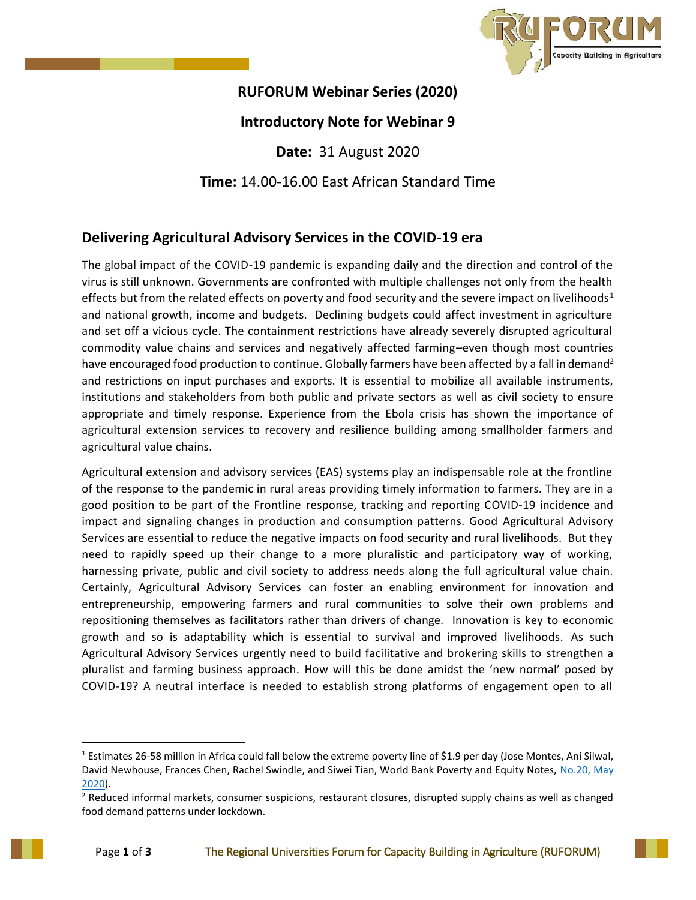**RUFORUM Webinar Series (2020)**

**Introductory Note for Webinar 9**

**Date:** 31 August 2020

**Time:** 14.00-16.00 East African Standard Time

## Delivering Agricultural Advisory Services in the COVID-19 era

The global impact of the COVID-19 pandemic is expanding daily and the direction and control of the virus is still unknown. Governments are confronted with multiple challenges not only from the health effects but from the related effects on poverty and food security and the severe impact on livelihoods[1] and national growth, income and budgets. Declining budgets could affect investment in agriculture and set off a vicious cycle. The containment restrictions have already severely disrupted agricultural commodity value chains and services and negatively affected farming–even though most countries have encouraged food production to continue. Globally farmers have been affected by a fall in demand[2] and restrictions on input purchases and exports. It is essential to mobilize all available instruments, institutions and stakeholders from both public and private sectors as well as civil society to ensure appropriate and timely response. Experience from the Ebola crisis has shown the importance of agricultural extension services to recovery and resilience building among smallholder farmers and agricultural value chains.

Agricultural extension and advisory services (EAS) systems play an indispensable role at the frontline of the response to the pandemic in rural areas providing timely information to farmers. They are in a good position to be part of the Frontline response, tracking and reporting COVID-19 incidence and impact and signaling changes in production and consumption patterns. Good Agricultural Advisory Services are essential to reduce the negative impacts on food security and rural livelihoods. But they need to rapidly speed up their change to a more pluralistic and participatory way of working, harnessing private, public and civil society to address needs along the full agricultural value chain. Certainly, Agricultural Advisory Services can foster an enabling environment for innovation and entrepreneurship, empowering farmers and rural communities to solve their own problems and repositioning themselves as facilitators rather than drivers of change. Innovation is key to economic growth and so is adaptability which is essential to survival and improved livelihoods. As such Agricultural Advisory Services urgently need to build facilitative and brokering skills to strengthen a pluralist and farming business approach. How will this be done amidst the 'new normal' posed by COVID-19? A neutral interface is needed to establish strong platforms of engagement open to all

---

[1] Estimates 26-58 million in Africa could fall below the extreme poverty line of $1.9 per day (Jose Montes, Ani Silwal, David Newhouse, Frances Chen, Rachel Swindle, and Siwei Tian, World Bank Poverty and Equity Notes, No.20, May 2020).

[2] Reduced informal markets, consumer suspicions, restaurant closures, disrupted supply chains as well as changed food demand patterns under lockdown.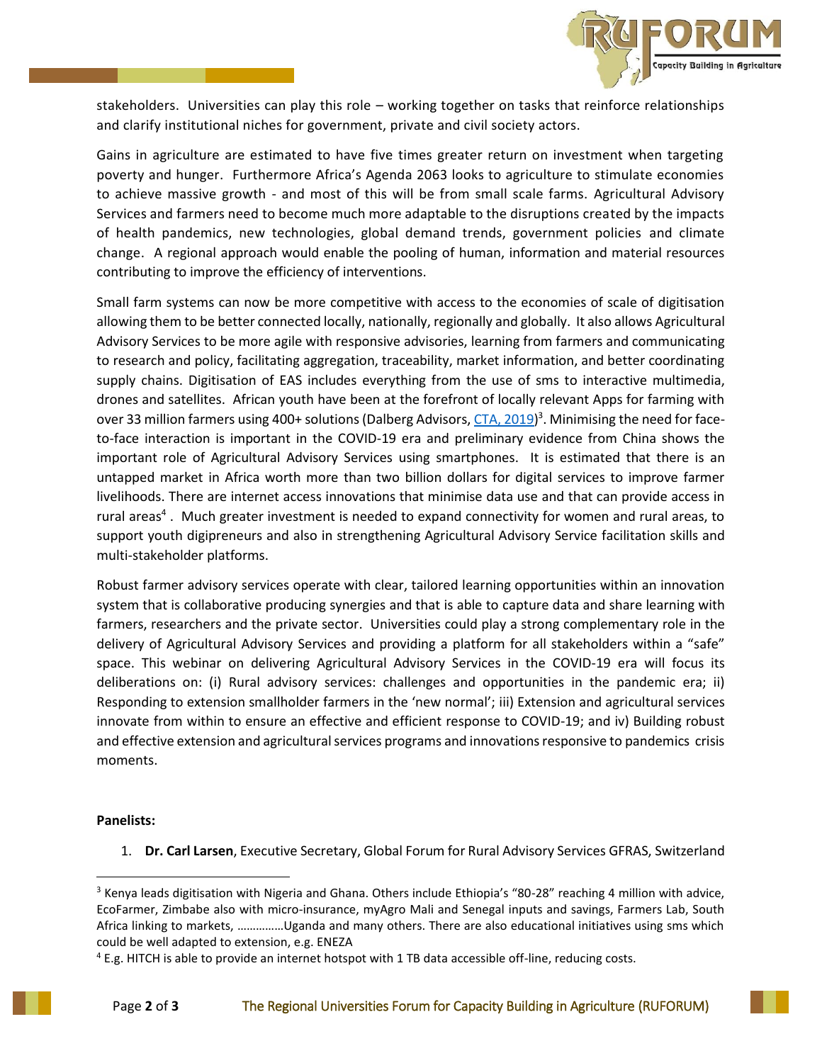stakeholders. Universities can play this role – working together on tasks that reinforce relationships and clarify institutional niches for government, private and civil society actors.

Gains in agriculture are estimated to have five times greater return on investment when targeting poverty and hunger. Furthermore Africa's Agenda 2063 looks to agriculture to stimulate economies to achieve massive growth - and most of this will be from small scale farms. Agricultural Advisory Services and farmers need to become much more adaptable to the disruptions created by the impacts of health pandemics, new technologies, global demand trends, government policies and climate change. A regional approach would enable the pooling of human, information and material resources contributing to improve the efficiency of interventions.

Small farm systems can now be more competitive with access to the economies of scale of digitisation allowing them to be better connected locally, nationally, regionally and globally. It also allows Agricultural Advisory Services to be more agile with responsive advisories, learning from farmers and communicating to research and policy, facilitating aggregation, traceability, market information, and better coordinating supply chains. Digitisation of EAS includes everything from the use of sms to interactive multimedia, drones and satellites. African youth have been at the forefront of locally relevant Apps for farming with over 33 million farmers using 400+ solutions (Dalberg Advisors, CTA, 2019)[3]. Minimising the need for face-to-face interaction is important in the COVID-19 era and preliminary evidence from China shows the important role of Agricultural Advisory Services using smartphones. It is estimated that there is an untapped market in Africa worth more than two billion dollars for digital services to improve farmer livelihoods. There are internet access innovations that minimise data use and that can provide access in rural areas[4]. Much greater investment is needed to expand connectivity for women and rural areas, to support youth digipreneurs and also in strengthening Agricultural Advisory Service facilitation skills and multi-stakeholder platforms.

Robust farmer advisory services operate with clear, tailored learning opportunities within an innovation system that is collaborative producing synergies and that is able to capture data and share learning with farmers, researchers and the private sector. Universities could play a strong complementary role in the delivery of Agricultural Advisory Services and providing a platform for all stakeholders within a "safe" space. This webinar on delivering Agricultural Advisory Services in the COVID-19 era will focus its deliberations on: (i) Rural advisory services: challenges and opportunities in the pandemic era; ii) Responding to extension smallholder farmers in the 'new normal'; iii) Extension and agricultural services innovate from within to ensure an effective and efficient response to COVID-19; and iv) Building robust and effective extension and agricultural services programs and innovations responsive to pandemics crisis moments.

**Panelists:**

1. **Dr. Carl Larsen**, Executive Secretary, Global Forum for Rural Advisory Services GFRAS, Switzerland

---

[3] Kenya leads digitisation with Nigeria and Ghana. Others include Ethiopia's "80-28" reaching 4 million with advice, EcoFarmer, Zimbabe also with micro-insurance, myAgro Mali and Senegal inputs and savings, Farmers Lab, South Africa linking to markets, ……………Uganda and many others. There are also educational initiatives using sms which could be well adapted to extension, e.g. ENEZA

[4] E.g. HITCH is able to provide an internet hotspot with 1 TB data accessible off-line, reducing costs.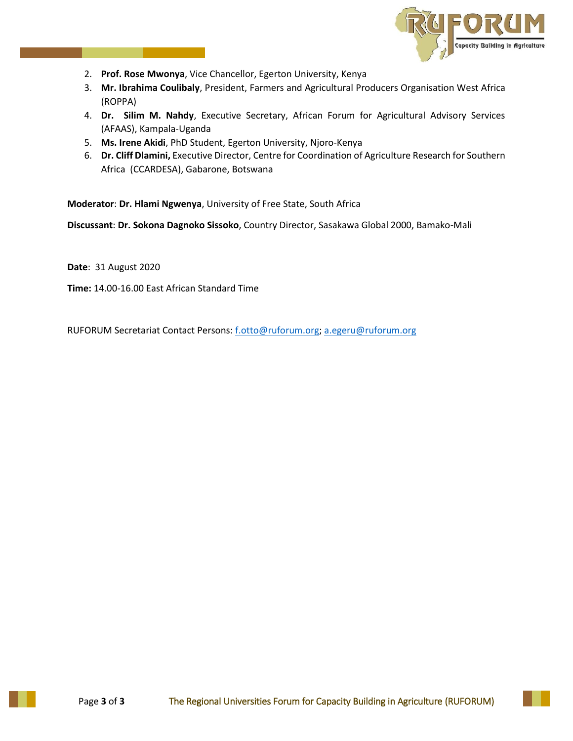2. **Prof. Rose Mwonya**, Vice Chancellor, Egerton University, Kenya
3. **Mr. Ibrahima Coulibaly**, President, Farmers and Agricultural Producers Organisation West Africa (ROPPA)
4. **Dr. Silim M. Nahdy**, Executive Secretary, African Forum for Agricultural Advisory Services (AFAAS), Kampala-Uganda
5. **Ms. Irene Akidi**, PhD Student, Egerton University, Njoro-Kenya
6. **Dr. Cliff Dlamini,** Executive Director, Centre for Coordination of Agriculture Research for Southern Africa (CCARDESA), Gabarone, Botswana

**Moderator**: **Dr. Hlami Ngwenya**, University of Free State, South Africa

**Discussant**: **Dr. Sokona Dagnoko Sissoko**, Country Director, Sasakawa Global 2000, Bamako-Mali

**Date**: 31 August 2020

**Time:** 14.00-16.00 East African Standard Time

RUFORUM Secretariat Contact Persons: f.otto@ruforum.org; a.egeru@ruforum.org